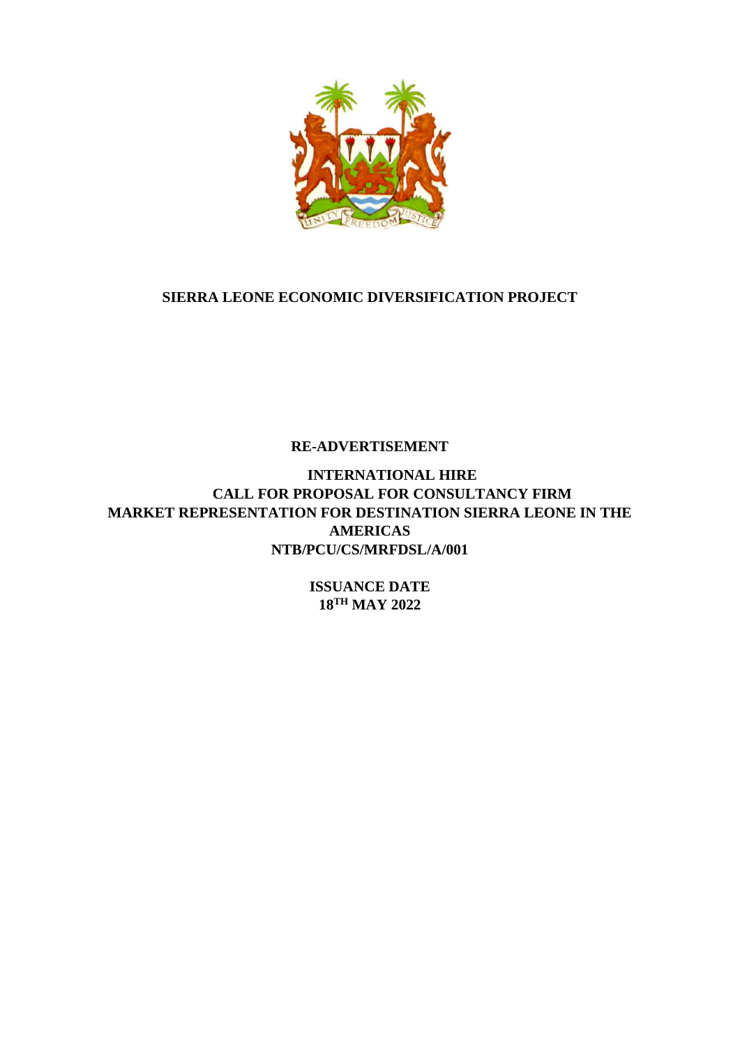# SIERRA LEONE ECONOMIC DIVERSIFICATION PROJECT

## RE-ADVERTISEMENT

## INTERNATIONAL HIRE
## CALL FOR PROPOSAL FOR CONSULTANCY FIRM
## MARKET REPRESENTATION FOR DESTINATION SIERRA LEONE IN THE AMERICAS
## NTB/PCU/CS/MRFDSL/A/001

**ISSUANCE DATE**
**18TH MAY 2022**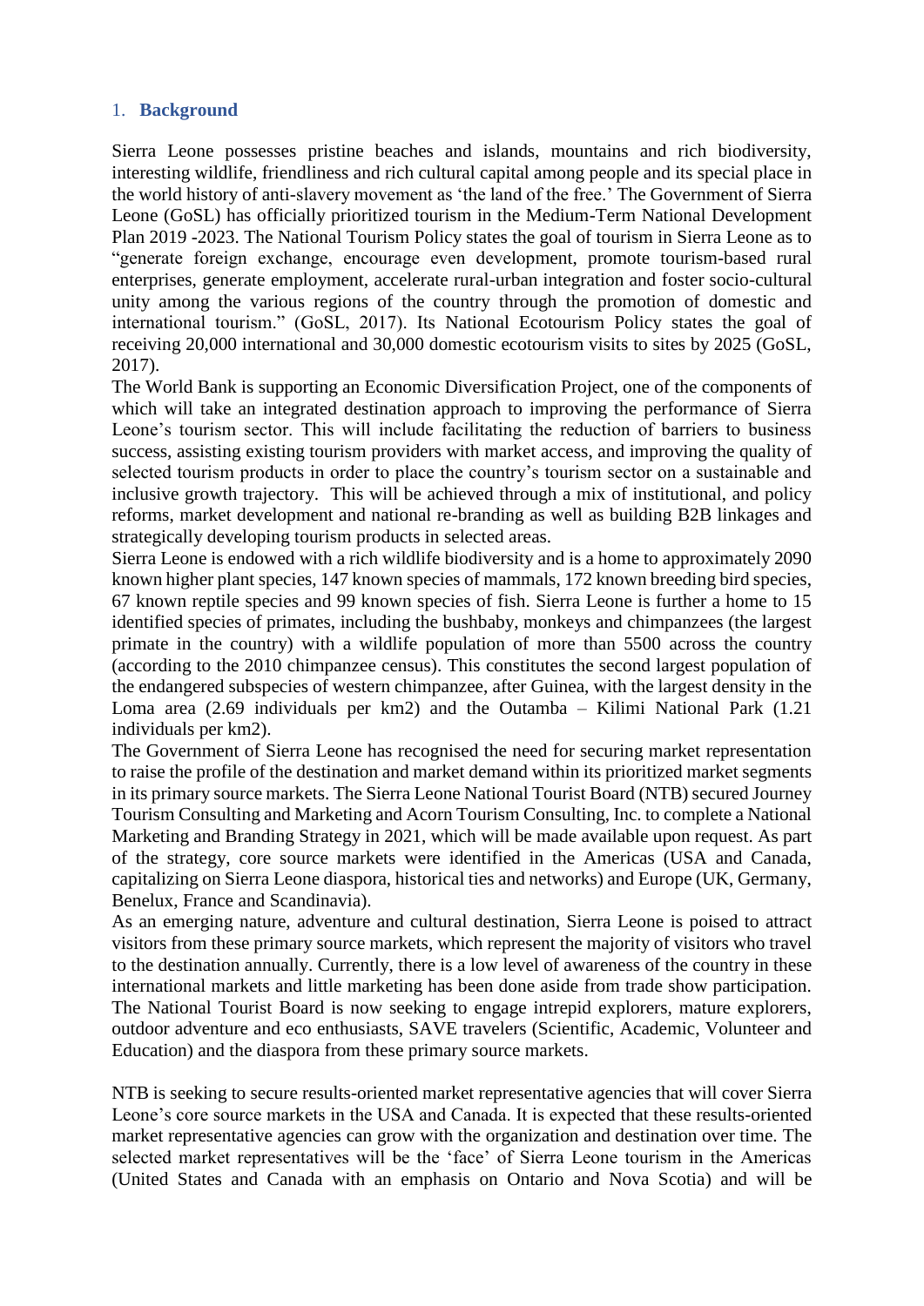## 1. **Background**

Sierra Leone possesses pristine beaches and islands, mountains and rich biodiversity, interesting wildlife, friendliness and rich cultural capital among people and its special place in the world history of anti-slavery movement as 'the land of the free.' The Government of Sierra Leone (GoSL) has officially prioritized tourism in the Medium-Term National Development Plan 2019 -2023. The National Tourism Policy states the goal of tourism in Sierra Leone as to "generate foreign exchange, encourage even development, promote tourism-based rural enterprises, generate employment, accelerate rural-urban integration and foster socio-cultural unity among the various regions of the country through the promotion of domestic and international tourism." (GoSL, 2017). Its National Ecotourism Policy states the goal of receiving 20,000 international and 30,000 domestic ecotourism visits to sites by 2025 (GoSL, 2017).

The World Bank is supporting an Economic Diversification Project, one of the components of which will take an integrated destination approach to improving the performance of Sierra Leone's tourism sector. This will include facilitating the reduction of barriers to business success, assisting existing tourism providers with market access, and improving the quality of selected tourism products in order to place the country's tourism sector on a sustainable and inclusive growth trajectory. This will be achieved through a mix of institutional, and policy reforms, market development and national re-branding as well as building B2B linkages and strategically developing tourism products in selected areas.

Sierra Leone is endowed with a rich wildlife biodiversity and is a home to approximately 2090 known higher plant species, 147 known species of mammals, 172 known breeding bird species, 67 known reptile species and 99 known species of fish. Sierra Leone is further a home to 15 identified species of primates, including the bushbaby, monkeys and chimpanzees (the largest primate in the country) with a wildlife population of more than 5500 across the country (according to the 2010 chimpanzee census). This constitutes the second largest population of the endangered subspecies of western chimpanzee, after Guinea, with the largest density in the Loma area (2.69 individuals per km2) and the Outamba – Kilimi National Park (1.21 individuals per km2).

The Government of Sierra Leone has recognised the need for securing market representation to raise the profile of the destination and market demand within its prioritized market segments in its primary source markets. The Sierra Leone National Tourist Board (NTB) secured Journey Tourism Consulting and Marketing and Acorn Tourism Consulting, Inc. to complete a National Marketing and Branding Strategy in 2021, which will be made available upon request. As part of the strategy, core source markets were identified in the Americas (USA and Canada, capitalizing on Sierra Leone diaspora, historical ties and networks) and Europe (UK, Germany, Benelux, France and Scandinavia).

As an emerging nature, adventure and cultural destination, Sierra Leone is poised to attract visitors from these primary source markets, which represent the majority of visitors who travel to the destination annually. Currently, there is a low level of awareness of the country in these international markets and little marketing has been done aside from trade show participation. The National Tourist Board is now seeking to engage intrepid explorers, mature explorers, outdoor adventure and eco enthusiasts, SAVE travelers (Scientific, Academic, Volunteer and Education) and the diaspora from these primary source markets.

NTB is seeking to secure results-oriented market representative agencies that will cover Sierra Leone's core source markets in the USA and Canada. It is expected that these results-oriented market representative agencies can grow with the organization and destination over time. The selected market representatives will be the 'face' of Sierra Leone tourism in the Americas (United States and Canada with an emphasis on Ontario and Nova Scotia) and will be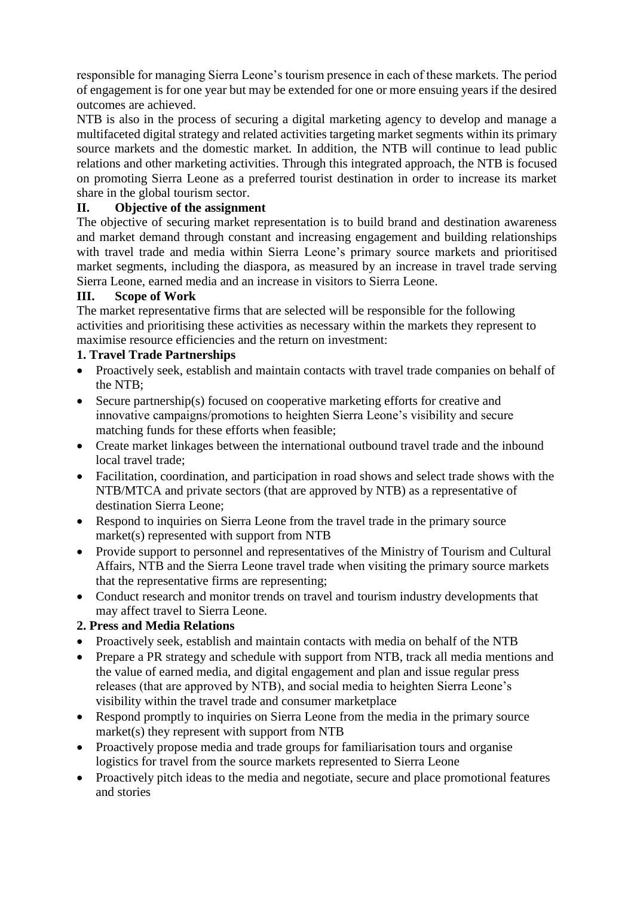responsible for managing Sierra Leone's tourism presence in each of these markets. The period of engagement is for one year but may be extended for one or more ensuing years if the desired outcomes are achieved.

NTB is also in the process of securing a digital marketing agency to develop and manage a multifaceted digital strategy and related activities targeting market segments within its primary source markets and the domestic market. In addition, the NTB will continue to lead public relations and other marketing activities. Through this integrated approach, the NTB is focused on promoting Sierra Leone as a preferred tourist destination in order to increase its market share in the global tourism sector.

## II. Objective of the assignment

The objective of securing market representation is to build brand and destination awareness and market demand through constant and increasing engagement and building relationships with travel trade and media within Sierra Leone's primary source markets and prioritised market segments, including the diaspora, as measured by an increase in travel trade serving Sierra Leone, earned media and an increase in visitors to Sierra Leone.

## III. Scope of Work

The market representative firms that are selected will be responsible for the following activities and prioritising these activities as necessary within the markets they represent to maximise resource efficiencies and the return on investment:

### 1. Travel Trade Partnerships

- Proactively seek, establish and maintain contacts with travel trade companies on behalf of the NTB;
- Secure partnership(s) focused on cooperative marketing efforts for creative and innovative campaigns/promotions to heighten Sierra Leone's visibility and secure matching funds for these efforts when feasible;
- Create market linkages between the international outbound travel trade and the inbound local travel trade;
- Facilitation, coordination, and participation in road shows and select trade shows with the NTB/MTCA and private sectors (that are approved by NTB) as a representative of destination Sierra Leone;
- Respond to inquiries on Sierra Leone from the travel trade in the primary source market(s) represented with support from NTB
- Provide support to personnel and representatives of the Ministry of Tourism and Cultural Affairs, NTB and the Sierra Leone travel trade when visiting the primary source markets that the representative firms are representing;
- Conduct research and monitor trends on travel and tourism industry developments that may affect travel to Sierra Leone.

### 2. Press and Media Relations

- Proactively seek, establish and maintain contacts with media on behalf of the NTB
- Prepare a PR strategy and schedule with support from NTB, track all media mentions and the value of earned media, and digital engagement and plan and issue regular press releases (that are approved by NTB), and social media to heighten Sierra Leone's visibility within the travel trade and consumer marketplace
- Respond promptly to inquiries on Sierra Leone from the media in the primary source market(s) they represent with support from NTB
- Proactively propose media and trade groups for familiarisation tours and organise logistics for travel from the source markets represented to Sierra Leone
- Proactively pitch ideas to the media and negotiate, secure and place promotional features and stories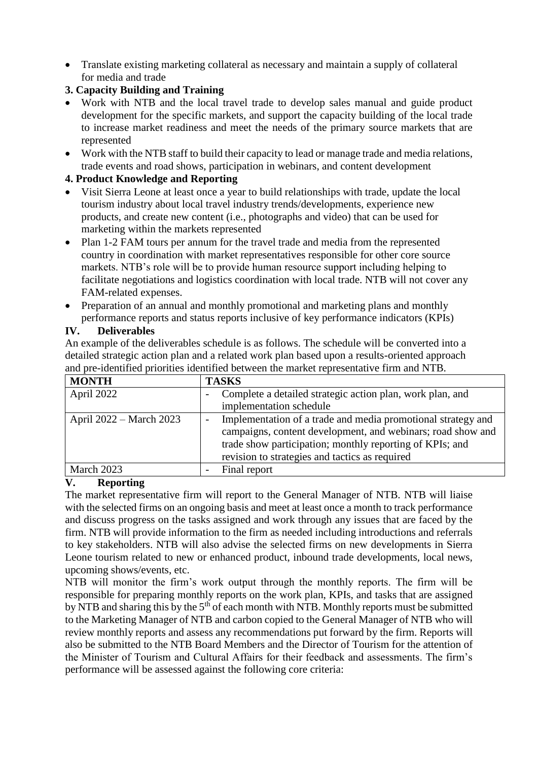- Translate existing marketing collateral as necessary and maintain a supply of collateral for media and trade

**3. Capacity Building and Training**

- Work with NTB and the local travel trade to develop sales manual and guide product development for the specific markets, and support the capacity building of the local trade to increase market readiness and meet the needs of the primary source markets that are represented
- Work with the NTB staff to build their capacity to lead or manage trade and media relations, trade events and road shows, participation in webinars, and content development

**4. Product Knowledge and Reporting**

- Visit Sierra Leone at least once a year to build relationships with trade, update the local tourism industry about local travel industry trends/developments, experience new products, and create new content (i.e., photographs and video) that can be used for marketing within the markets represented
- Plan 1-2 FAM tours per annum for the travel trade and media from the represented country in coordination with market representatives responsible for other core source markets. NTB's role will be to provide human resource support including helping to facilitate negotiations and logistics coordination with local trade. NTB will not cover any FAM-related expenses.
- Preparation of an annual and monthly promotional and marketing plans and monthly performance reports and status reports inclusive of key performance indicators (KPIs)

## IV. Deliverables

An example of the deliverables schedule is as follows. The schedule will be converted into a detailed strategic action plan and a related work plan based upon a results-oriented approach and pre-identified priorities identified between the market representative firm and NTB.

| MONTH | TASKS |
| --- | --- |
| April 2022 | - Complete a detailed strategic action plan, work plan, and implementation schedule |
| April 2022 – March 2023 | - Implementation of a trade and media promotional strategy and campaigns, content development, and webinars; road show and trade show participation; monthly reporting of KPIs; and revision to strategies and tactics as required |
| March 2023 | - Final report |

## V. Reporting

The market representative firm will report to the General Manager of NTB. NTB will liaise with the selected firms on an ongoing basis and meet at least once a month to track performance and discuss progress on the tasks assigned and work through any issues that are faced by the firm. NTB will provide information to the firm as needed including introductions and referrals to key stakeholders. NTB will also advise the selected firms on new developments in Sierra Leone tourism related to new or enhanced product, inbound trade developments, local news, upcoming shows/events, etc.

NTB will monitor the firm's work output through the monthly reports. The firm will be responsible for preparing monthly reports on the work plan, KPIs, and tasks that are assigned by NTB and sharing this by the 5th of each month with NTB. Monthly reports must be submitted to the Marketing Manager of NTB and carbon copied to the General Manager of NTB who will review monthly reports and assess any recommendations put forward by the firm. Reports will also be submitted to the NTB Board Members and the Director of Tourism for the attention of the Minister of Tourism and Cultural Affairs for their feedback and assessments. The firm's performance will be assessed against the following core criteria: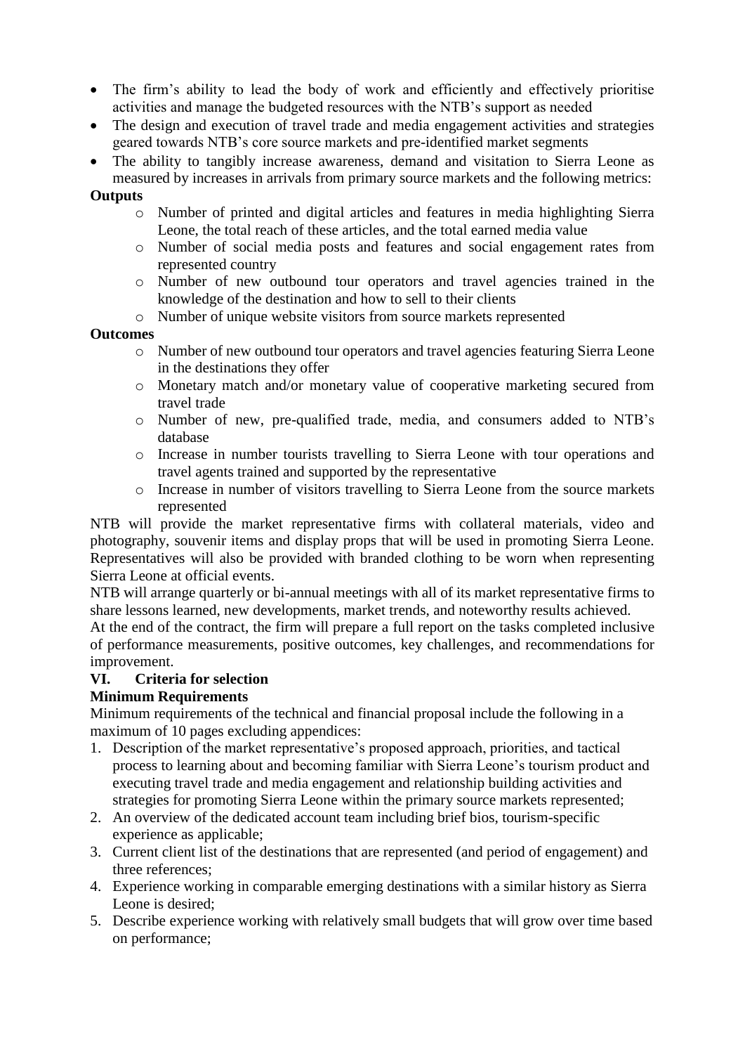- The firm's ability to lead the body of work and efficiently and effectively prioritise activities and manage the budgeted resources with the NTB's support as needed
- The design and execution of travel trade and media engagement activities and strategies geared towards NTB's core source markets and pre-identified market segments
- The ability to tangibly increase awareness, demand and visitation to Sierra Leone as measured by increases in arrivals from primary source markets and the following metrics:

**Outputs**

- Number of printed and digital articles and features in media highlighting Sierra Leone, the total reach of these articles, and the total earned media value
- Number of social media posts and features and social engagement rates from represented country
- Number of new outbound tour operators and travel agencies trained in the knowledge of the destination and how to sell to their clients
- Number of unique website visitors from source markets represented

**Outcomes**

- Number of new outbound tour operators and travel agencies featuring Sierra Leone in the destinations they offer
- Monetary match and/or monetary value of cooperative marketing secured from travel trade
- Number of new, pre-qualified trade, media, and consumers added to NTB's database
- Increase in number tourists travelling to Sierra Leone with tour operations and travel agents trained and supported by the representative
- Increase in number of visitors travelling to Sierra Leone from the source markets represented

NTB will provide the market representative firms with collateral materials, video and photography, souvenir items and display props that will be used in promoting Sierra Leone. Representatives will also be provided with branded clothing to be worn when representing Sierra Leone at official events.

NTB will arrange quarterly or bi-annual meetings with all of its market representative firms to share lessons learned, new developments, market trends, and noteworthy results achieved.

At the end of the contract, the firm will prepare a full report on the tasks completed inclusive of performance measurements, positive outcomes, key challenges, and recommendations for improvement.

## VI. Criteria for selection

**Minimum Requirements**

Minimum requirements of the technical and financial proposal include the following in a maximum of 10 pages excluding appendices:

1. Description of the market representative's proposed approach, priorities, and tactical process to learning about and becoming familiar with Sierra Leone's tourism product and executing travel trade and media engagement and relationship building activities and strategies for promoting Sierra Leone within the primary source markets represented;
2. An overview of the dedicated account team including brief bios, tourism-specific experience as applicable;
3. Current client list of the destinations that are represented (and period of engagement) and three references;
4. Experience working in comparable emerging destinations with a similar history as Sierra Leone is desired;
5. Describe experience working with relatively small budgets that will grow over time based on performance;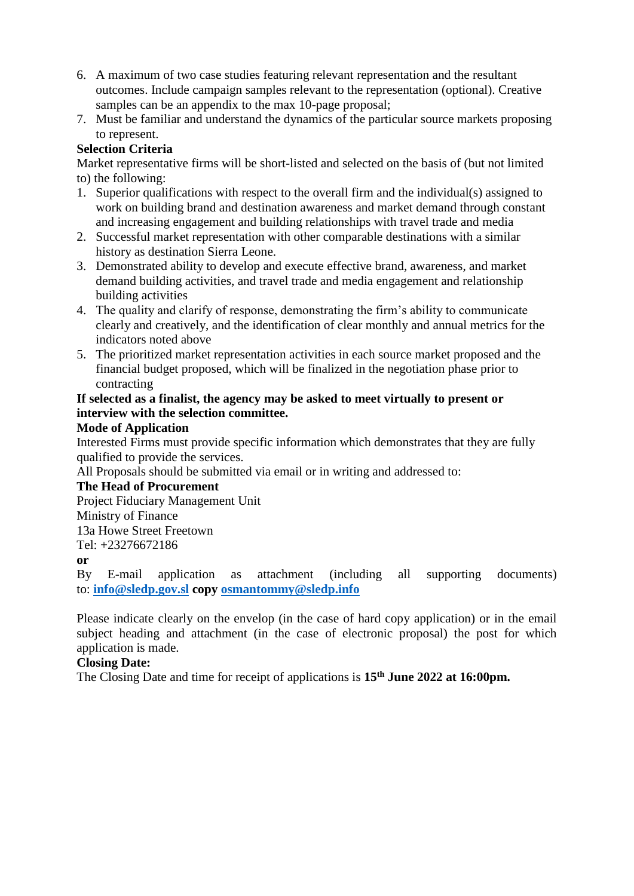6. A maximum of two case studies featuring relevant representation and the resultant outcomes. Include campaign samples relevant to the representation (optional). Creative samples can be an appendix to the max 10-page proposal;
7. Must be familiar and understand the dynamics of the particular source markets proposing to represent.

**Selection Criteria**

Market representative firms will be short-listed and selected on the basis of (but not limited to) the following:

1. Superior qualifications with respect to the overall firm and the individual(s) assigned to work on building brand and destination awareness and market demand through constant and increasing engagement and building relationships with travel trade and media
2. Successful market representation with other comparable destinations with a similar history as destination Sierra Leone.
3. Demonstrated ability to develop and execute effective brand, awareness, and market demand building activities, and travel trade and media engagement and relationship building activities
4. The quality and clarify of response, demonstrating the firm's ability to communicate clearly and creatively, and the identification of clear monthly and annual metrics for the indicators noted above
5. The prioritized market representation activities in each source market proposed and the financial budget proposed, which will be finalized in the negotiation phase prior to contracting

**If selected as a finalist, the agency may be asked to meet virtually to present or interview with the selection committee.**

**Mode of Application**

Interested Firms must provide specific information which demonstrates that they are fully qualified to provide the services.

All Proposals should be submitted via email or in writing and addressed to:

**The Head of Procurement**
Project Fiduciary Management Unit
Ministry of Finance
13a Howe Street Freetown
Tel: +23276672186

**or**

By E-mail application as attachment (including all supporting documents) to: **info@sledp.gov.sl** **copy** **osmantommy@sledp.info**

Please indicate clearly on the envelop (in the case of hard copy application) or in the email subject heading and attachment (in the case of electronic proposal) the post for which application is made.

**Closing Date:**

The Closing Date and time for receipt of applications is **15th June 2022 at 16:00pm.**